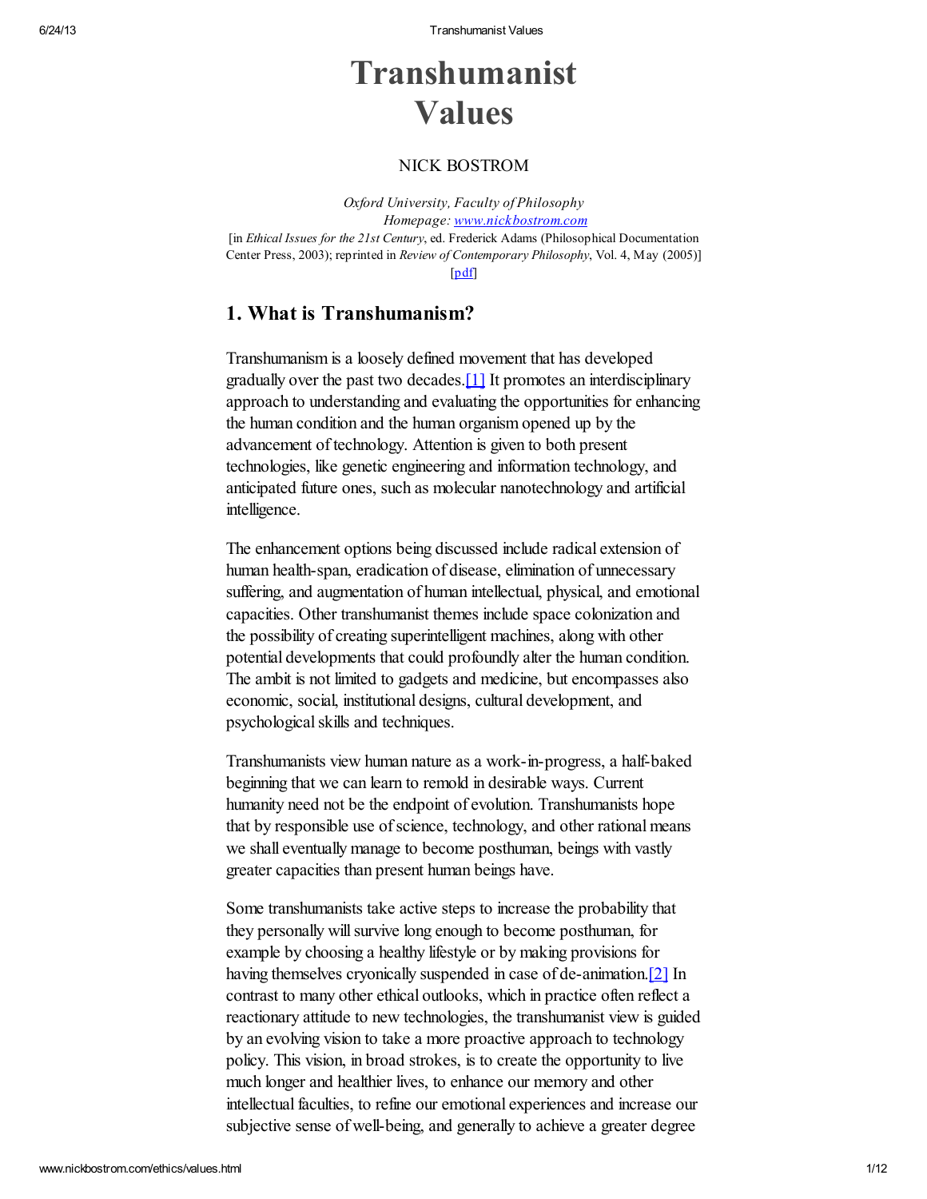# Transhumanist Values

NICK BOSTROM

*Oxford University, Faculty of Philosophy*
*Homepage: [www.nickbostrom.com](www.nickbostrom.com)*
[in *Ethical Issues for the 21st Century*, ed. Frederick Adams (Philosophical Documentation Center Press, 2003); reprinted in *Review of Contemporary Philosophy*, Vol. 4, May (2005)]
[pdf]

## 1. What is Transhumanism?

Transhumanism is a loosely defined movement that has developed gradually over the past two decades.[1] It promotes an interdisciplinary approach to understanding and evaluating the opportunities for enhancing the human condition and the human organism opened up by the advancement of technology. Attention is given to both present technologies, like genetic engineering and information technology, and anticipated future ones, such as molecular nanotechnology and artificial intelligence.

The enhancement options being discussed include radical extension of human health-span, eradication of disease, elimination of unnecessary suffering, and augmentation of human intellectual, physical, and emotional capacities. Other transhumanist themes include space colonization and the possibility of creating superintelligent machines, along with other potential developments that could profoundly alter the human condition. The ambit is not limited to gadgets and medicine, but encompasses also economic, social, institutional designs, cultural development, and psychological skills and techniques.

Transhumanists view human nature as a work-in-progress, a half-baked beginning that we can learn to remold in desirable ways. Current humanity need not be the endpoint of evolution. Transhumanists hope that by responsible use of science, technology, and other rational means we shall eventually manage to become posthuman, beings with vastly greater capacities than present human beings have.

Some transhumanists take active steps to increase the probability that they personally will survive long enough to become posthuman, for example by choosing a healthy lifestyle or by making provisions for having themselves cryonically suspended in case of de-animation.[2] In contrast to many other ethical outlooks, which in practice often reflect a reactionary attitude to new technologies, the transhumanist view is guided by an evolving vision to take a more proactive approach to technology policy. This vision, in broad strokes, is to create the opportunity to live much longer and healthier lives, to enhance our memory and other intellectual faculties, to refine our emotional experiences and increase our subjective sense of well-being, and generally to achieve a greater degree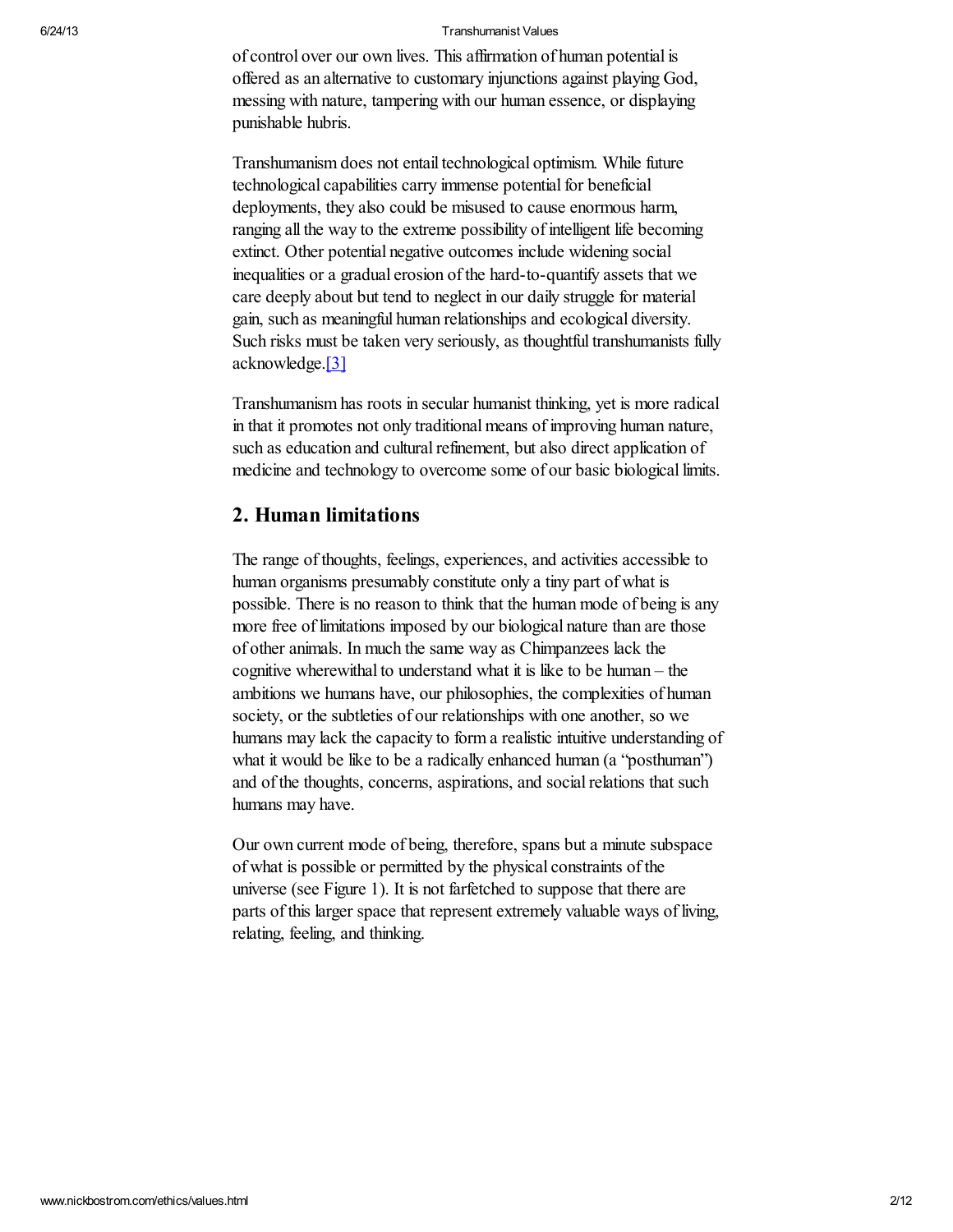of control over our own lives. This affirmation of human potential is offered as an alternative to customary injunctions against playing God, messing with nature, tampering with our human essence, or displaying punishable hubris.

Transhumanism does not entail technological optimism. While future technological capabilities carry immense potential for beneficial deployments, they also could be misused to cause enormous harm, ranging all the way to the extreme possibility of intelligent life becoming extinct. Other potential negative outcomes include widening social inequalities or a gradual erosion of the hard-to-quantify assets that we care deeply about but tend to neglect in our daily struggle for material gain, such as meaningful human relationships and ecological diversity. Such risks must be taken very seriously, as thoughtful transhumanists fully acknowledge.[3]

Transhumanism has roots in secular humanist thinking, yet is more radical in that it promotes not only traditional means of improving human nature, such as education and cultural refinement, but also direct application of medicine and technology to overcome some of our basic biological limits.

## 2. Human limitations

The range of thoughts, feelings, experiences, and activities accessible to human organisms presumably constitute only a tiny part of what is possible. There is no reason to think that the human mode of being is any more free of limitations imposed by our biological nature than are those of other animals. In much the same way as Chimpanzees lack the cognitive wherewithal to understand what it is like to be human – the ambitions we humans have, our philosophies, the complexities of human society, or the subtleties of our relationships with one another, so we humans may lack the capacity to form a realistic intuitive understanding of what it would be like to be a radically enhanced human (a "posthuman") and of the thoughts, concerns, aspirations, and social relations that such humans may have.

Our own current mode of being, therefore, spans but a minute subspace of what is possible or permitted by the physical constraints of the universe (see Figure 1). It is not farfetched to suppose that there are parts of this larger space that represent extremely valuable ways of living, relating, feeling, and thinking.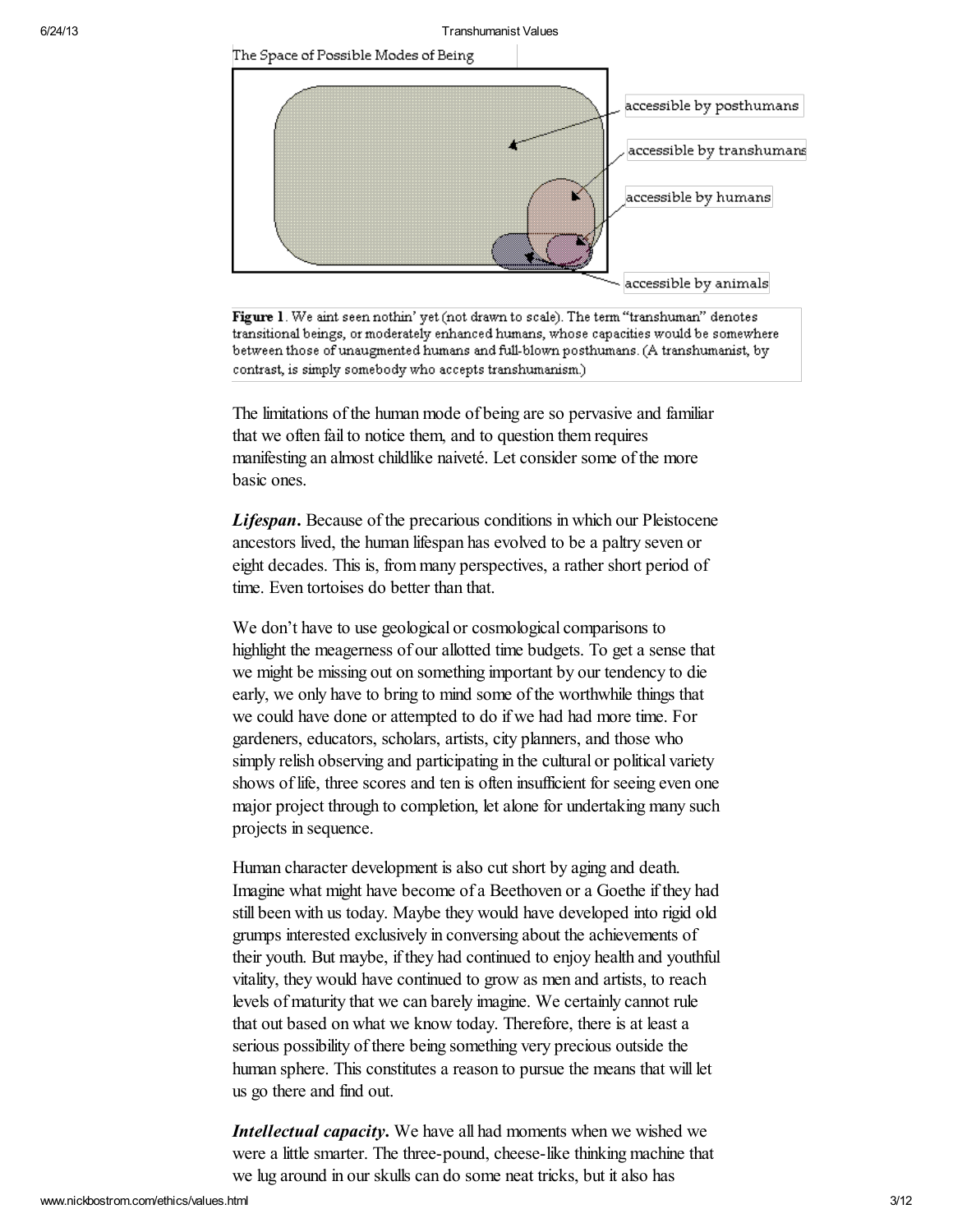The Space of Possible Modes of Being

accessible by posthumans

accessible by transhumans

accessible by humans

accessible by animals

**Figure 1**. We aint seen nothin' yet (not drawn to scale). The term "transhuman" denotes transitional beings, or moderately enhanced humans, whose capacities would be somewhere between those of unaugmented humans and full-blown posthumans. (A transhumanist, by contrast, is simply somebody who accepts transhumanism.)

The limitations of the human mode of being are so pervasive and familiar that we often fail to notice them, and to question them requires manifesting an almost childlike naiveté. Let consider some of the more basic ones.

***Lifespan***. Because of the precarious conditions in which our Pleistocene ancestors lived, the human lifespan has evolved to be a paltry seven or eight decades. This is, from many perspectives, a rather short period of time. Even tortoises do better than that.

We don't have to use geological or cosmological comparisons to highlight the meagerness of our allotted time budgets. To get a sense that we might be missing out on something important by our tendency to die early, we only have to bring to mind some of the worthwhile things that we could have done or attempted to do if we had had more time. For gardeners, educators, scholars, artists, city planners, and those who simply relish observing and participating in the cultural or political variety shows of life, three scores and ten is often insufficient for seeing even one major project through to completion, let alone for undertaking many such projects in sequence.

Human character development is also cut short by aging and death. Imagine what might have become of a Beethoven or a Goethe if they had still been with us today. Maybe they would have developed into rigid old grumps interested exclusively in conversing about the achievements of their youth. But maybe, if they had continued to enjoy health and youthful vitality, they would have continued to grow as men and artists, to reach levels of maturity that we can barely imagine. We certainly cannot rule that out based on what we know today. Therefore, there is at least a serious possibility of there being something very precious outside the human sphere. This constitutes a reason to pursue the means that will let us go there and find out.

***Intellectual capacity***. We have all had moments when we wished we were a little smarter. The three-pound, cheese-like thinking machine that we lug around in our skulls can do some neat tricks, but it also has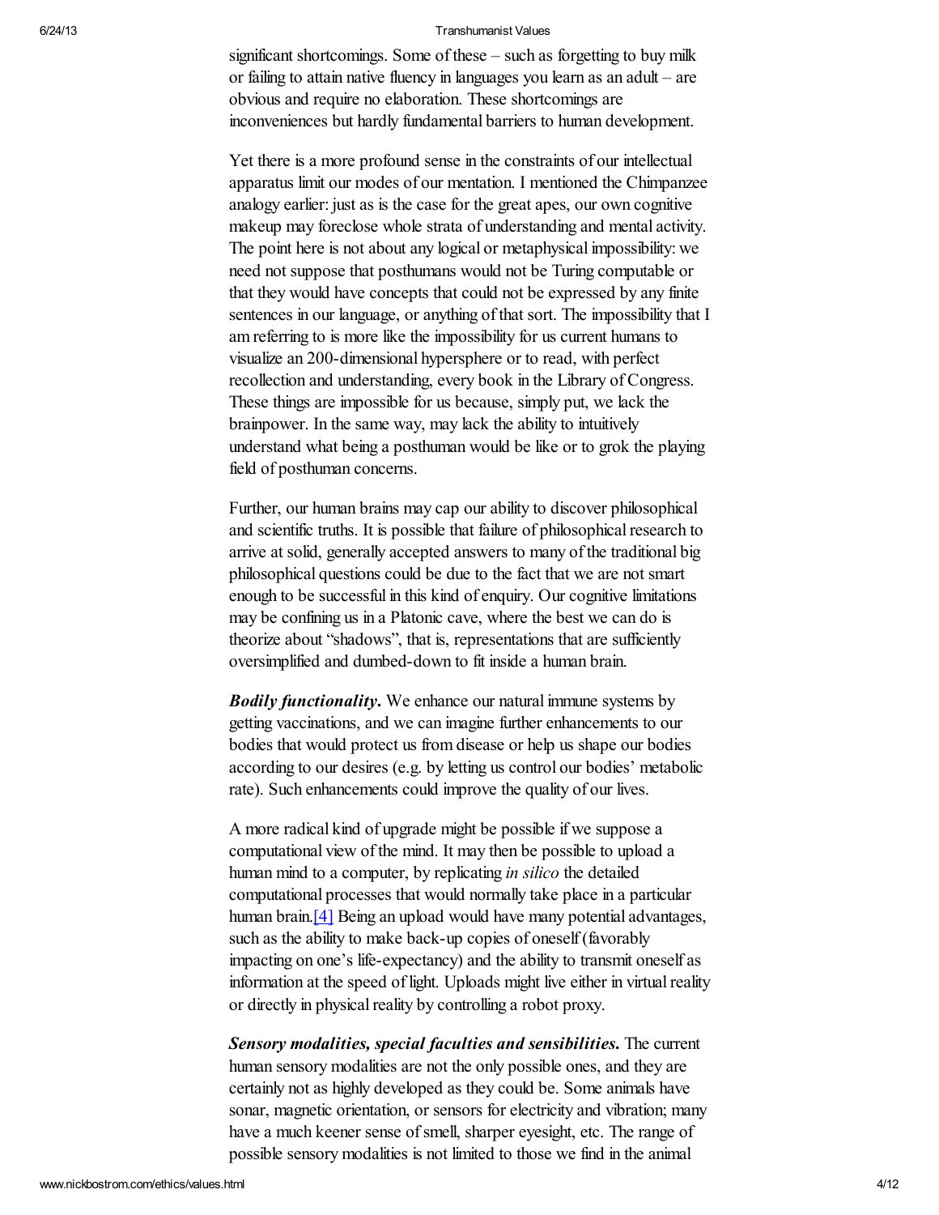significant shortcomings. Some of these – such as forgetting to buy milk or failing to attain native fluency in languages you learn as an adult – are obvious and require no elaboration. These shortcomings are inconveniences but hardly fundamental barriers to human development.

Yet there is a more profound sense in the constraints of our intellectual apparatus limit our modes of our mentation. I mentioned the Chimpanzee analogy earlier: just as is the case for the great apes, our own cognitive makeup may foreclose whole strata of understanding and mental activity. The point here is not about any logical or metaphysical impossibility: we need not suppose that posthumans would not be Turing computable or that they would have concepts that could not be expressed by any finite sentences in our language, or anything of that sort. The impossibility that I am referring to is more like the impossibility for us current humans to visualize an 200-dimensional hypersphere or to read, with perfect recollection and understanding, every book in the Library of Congress. These things are impossible for us because, simply put, we lack the brainpower. In the same way, may lack the ability to intuitively understand what being a posthuman would be like or to grok the playing field of posthuman concerns.

Further, our human brains may cap our ability to discover philosophical and scientific truths. It is possible that failure of philosophical research to arrive at solid, generally accepted answers to many of the traditional big philosophical questions could be due to the fact that we are not smart enough to be successful in this kind of enquiry. Our cognitive limitations may be confining us in a Platonic cave, where the best we can do is theorize about "shadows", that is, representations that are sufficiently oversimplified and dumbed-down to fit inside a human brain.

***Bodily functionality*.** We enhance our natural immune systems by getting vaccinations, and we can imagine further enhancements to our bodies that would protect us from disease or help us shape our bodies according to our desires (e.g. by letting us control our bodies' metabolic rate). Such enhancements could improve the quality of our lives.

A more radical kind of upgrade might be possible if we suppose a computational view of the mind. It may then be possible to upload a human mind to a computer, by replicating *in silico* the detailed computational processes that would normally take place in a particular human brain.[4] Being an upload would have many potential advantages, such as the ability to make back-up copies of oneself (favorably impacting on one's life-expectancy) and the ability to transmit oneself as information at the speed of light. Uploads might live either in virtual reality or directly in physical reality by controlling a robot proxy.

***Sensory modalities, special faculties and sensibilities*.** The current human sensory modalities are not the only possible ones, and they are certainly not as highly developed as they could be. Some animals have sonar, magnetic orientation, or sensors for electricity and vibration; many have a much keener sense of smell, sharper eyesight, etc. The range of possible sensory modalities is not limited to those we find in the animal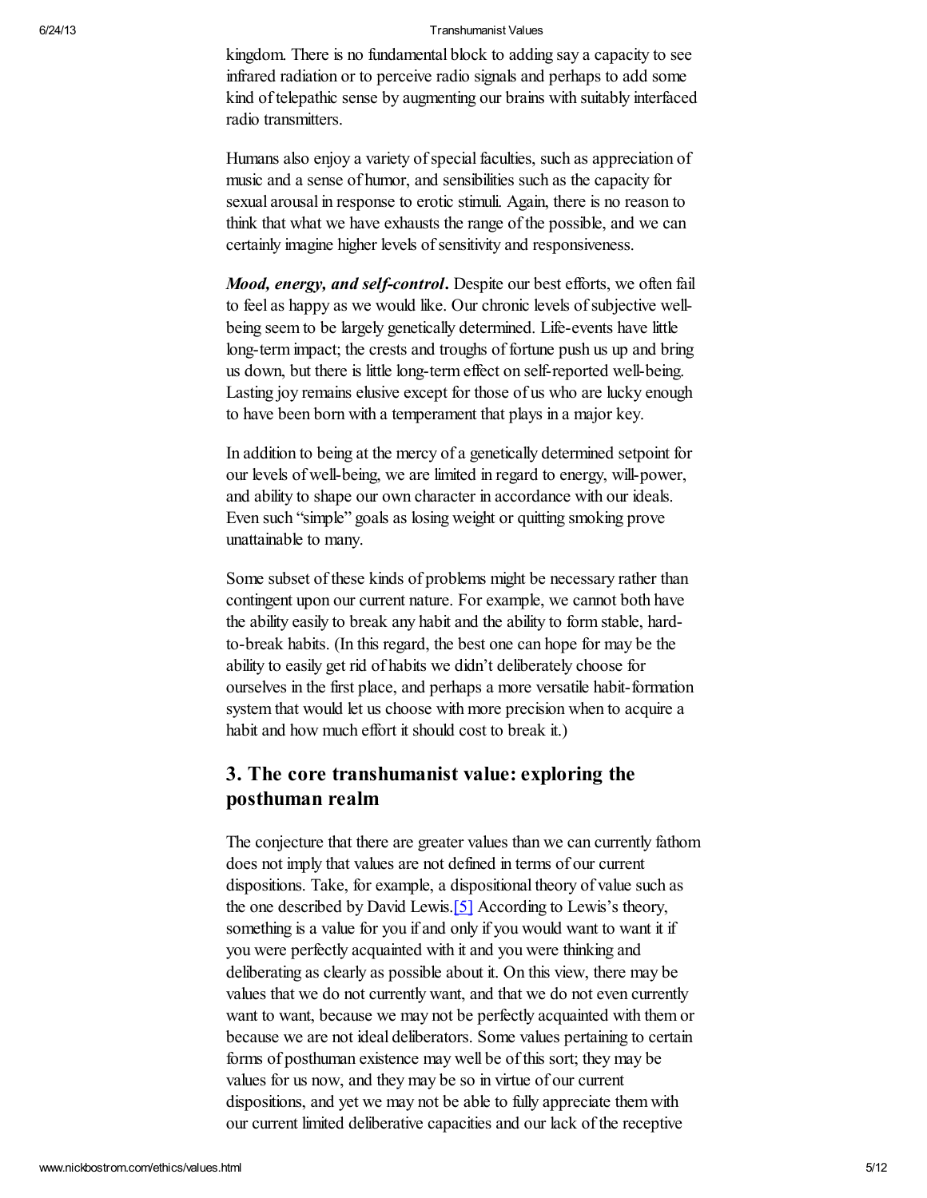kingdom. There is no fundamental block to adding say a capacity to see infrared radiation or to perceive radio signals and perhaps to add some kind of telepathic sense by augmenting our brains with suitably interfaced radio transmitters.

Humans also enjoy a variety of special faculties, such as appreciation of music and a sense of humor, and sensibilities such as the capacity for sexual arousal in response to erotic stimuli. Again, there is no reason to think that what we have exhausts the range of the possible, and we can certainly imagine higher levels of sensitivity and responsiveness.

***Mood, energy, and self-control*.** Despite our best efforts, we often fail to feel as happy as we would like. Our chronic levels of subjective well-being seem to be largely genetically determined. Life-events have little long-term impact; the crests and troughs of fortune push us up and bring us down, but there is little long-term effect on self-reported well-being. Lasting joy remains elusive except for those of us who are lucky enough to have been born with a temperament that plays in a major key.

In addition to being at the mercy of a genetically determined setpoint for our levels of well-being, we are limited in regard to energy, will-power, and ability to shape our own character in accordance with our ideals. Even such "simple" goals as losing weight or quitting smoking prove unattainable to many.

Some subset of these kinds of problems might be necessary rather than contingent upon our current nature. For example, we cannot both have the ability easily to break any habit and the ability to form stable, hard-to-break habits. (In this regard, the best one can hope for may be the ability to easily get rid of habits we didn't deliberately choose for ourselves in the first place, and perhaps a more versatile habit-formation system that would let us choose with more precision when to acquire a habit and how much effort it should cost to break it.)

## 3. The core transhumanist value: exploring the posthuman realm

The conjecture that there are greater values than we can currently fathom does not imply that values are not defined in terms of our current dispositions. Take, for example, a dispositional theory of value such as the one described by David Lewis.[5] According to Lewis's theory, something is a value for you if and only if you would want to want it if you were perfectly acquainted with it and you were thinking and deliberating as clearly as possible about it. On this view, there may be values that we do not currently want, and that we do not even currently want to want, because we may not be perfectly acquainted with them or because we are not ideal deliberators. Some values pertaining to certain forms of posthuman existence may well be of this sort; they may be values for us now, and they may be so in virtue of our current dispositions, and yet we may not be able to fully appreciate them with our current limited deliberative capacities and our lack of the receptive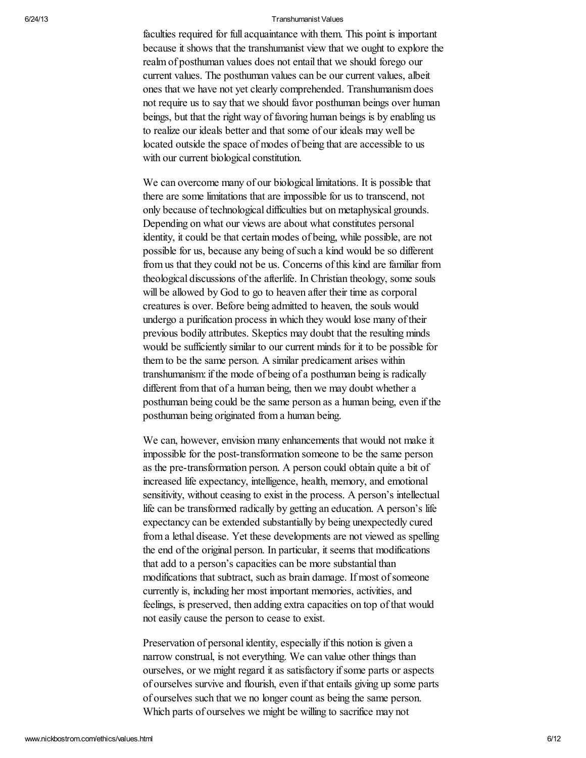faculties required for full acquaintance with them. This point is important because it shows that the transhumanist view that we ought to explore the realm of posthuman values does not entail that we should forego our current values. The posthuman values can be our current values, albeit ones that we have not yet clearly comprehended. Transhumanism does not require us to say that we should favor posthuman beings over human beings, but that the right way of favoring human beings is by enabling us to realize our ideals better and that some of our ideals may well be located outside the space of modes of being that are accessible to us with our current biological constitution.

We can overcome many of our biological limitations. It is possible that there are some limitations that are impossible for us to transcend, not only because of technological difficulties but on metaphysical grounds. Depending on what our views are about what constitutes personal identity, it could be that certain modes of being, while possible, are not possible for us, because any being of such a kind would be so different from us that they could not be us. Concerns of this kind are familiar from theological discussions of the afterlife. In Christian theology, some souls will be allowed by God to go to heaven after their time as corporal creatures is over. Before being admitted to heaven, the souls would undergo a purification process in which they would lose many of their previous bodily attributes. Skeptics may doubt that the resulting minds would be sufficiently similar to our current minds for it to be possible for them to be the same person. A similar predicament arises within transhumanism: if the mode of being of a posthuman being is radically different from that of a human being, then we may doubt whether a posthuman being could be the same person as a human being, even if the posthuman being originated from a human being.

We can, however, envision many enhancements that would not make it impossible for the post-transformation someone to be the same person as the pre-transformation person. A person could obtain quite a bit of increased life expectancy, intelligence, health, memory, and emotional sensitivity, without ceasing to exist in the process. A person's intellectual life can be transformed radically by getting an education. A person's life expectancy can be extended substantially by being unexpectedly cured from a lethal disease. Yet these developments are not viewed as spelling the end of the original person. In particular, it seems that modifications that add to a person's capacities can be more substantial than modifications that subtract, such as brain damage. If most of someone currently is, including her most important memories, activities, and feelings, is preserved, then adding extra capacities on top of that would not easily cause the person to cease to exist.

Preservation of personal identity, especially if this notion is given a narrow construal, is not everything. We can value other things than ourselves, or we might regard it as satisfactory if some parts or aspects of ourselves survive and flourish, even if that entails giving up some parts of ourselves such that we no longer count as being the same person. Which parts of ourselves we might be willing to sacrifice may not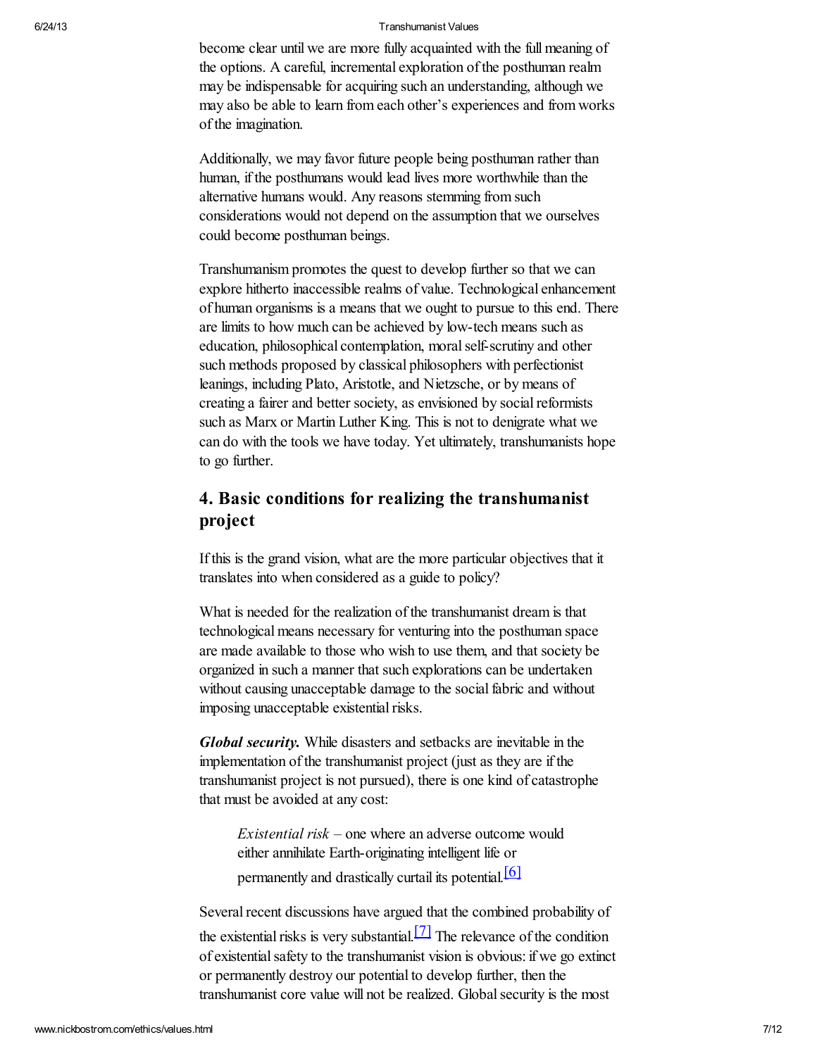become clear until we are more fully acquainted with the full meaning of the options. A careful, incremental exploration of the posthuman realm may be indispensable for acquiring such an understanding, although we may also be able to learn from each other's experiences and from works of the imagination.

Additionally, we may favor future people being posthuman rather than human, if the posthumans would lead lives more worthwhile than the alternative humans would. Any reasons stemming from such considerations would not depend on the assumption that we ourselves could become posthuman beings.

Transhumanism promotes the quest to develop further so that we can explore hitherto inaccessible realms of value. Technological enhancement of human organisms is a means that we ought to pursue to this end. There are limits to how much can be achieved by low-tech means such as education, philosophical contemplation, moral self-scrutiny and other such methods proposed by classical philosophers with perfectionist leanings, including Plato, Aristotle, and Nietzsche, or by means of creating a fairer and better society, as envisioned by social reformists such as Marx or Martin Luther King. This is not to denigrate what we can do with the tools we have today. Yet ultimately, transhumanists hope to go further.

## 4. Basic conditions for realizing the transhumanist project

If this is the grand vision, what are the more particular objectives that it translates into when considered as a guide to policy?

What is needed for the realization of the transhumanist dream is that technological means necessary for venturing into the posthuman space are made available to those who wish to use them, and that society be organized in such a manner that such explorations can be undertaken without causing unacceptable damage to the social fabric and without imposing unacceptable existential risks.

***Global security.*** While disasters and setbacks are inevitable in the implementation of the transhumanist project (just as they are if the transhumanist project is not pursued), there is one kind of catastrophe that must be avoided at any cost:

> *Existential risk* – one where an adverse outcome would either annihilate Earth-originating intelligent life or permanently and drastically curtail its potential.[6]

Several recent discussions have argued that the combined probability of the existential risks is very substantial.[7] The relevance of the condition of existential safety to the transhumanist vision is obvious: if we go extinct or permanently destroy our potential to develop further, then the transhumanist core value will not be realized. Global security is the most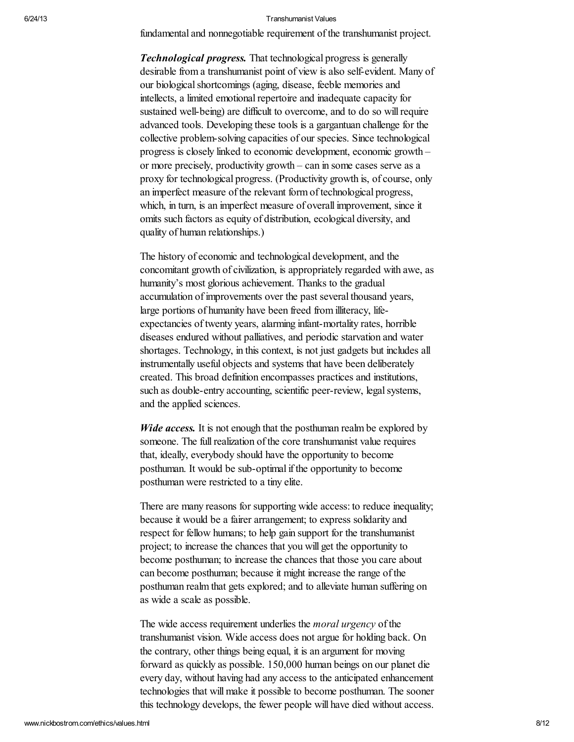fundamental and nonnegotiable requirement of the transhumanist project.

***Technological progress.*** That technological progress is generally desirable from a transhumanist point of view is also self-evident. Many of our biological shortcomings (aging, disease, feeble memories and intellects, a limited emotional repertoire and inadequate capacity for sustained well-being) are difficult to overcome, and to do so will require advanced tools. Developing these tools is a gargantuan challenge for the collective problem-solving capacities of our species. Since technological progress is closely linked to economic development, economic growth – or more precisely, productivity growth – can in some cases serve as a proxy for technological progress. (Productivity growth is, of course, only an imperfect measure of the relevant form of technological progress, which, in turn, is an imperfect measure of overall improvement, since it omits such factors as equity of distribution, ecological diversity, and quality of human relationships.)

The history of economic and technological development, and the concomitant growth of civilization, is appropriately regarded with awe, as humanity's most glorious achievement. Thanks to the gradual accumulation of improvements over the past several thousand years, large portions of humanity have been freed from illiteracy, life-expectancies of twenty years, alarming infant-mortality rates, horrible diseases endured without palliatives, and periodic starvation and water shortages. Technology, in this context, is not just gadgets but includes all instrumentally useful objects and systems that have been deliberately created. This broad definition encompasses practices and institutions, such as double-entry accounting, scientific peer-review, legal systems, and the applied sciences.

***Wide access.*** It is not enough that the posthuman realm be explored by someone. The full realization of the core transhumanist value requires that, ideally, everybody should have the opportunity to become posthuman. It would be sub-optimal if the opportunity to become posthuman were restricted to a tiny elite.

There are many reasons for supporting wide access: to reduce inequality; because it would be a fairer arrangement; to express solidarity and respect for fellow humans; to help gain support for the transhumanist project; to increase the chances that you will get the opportunity to become posthuman; to increase the chances that those you care about can become posthuman; because it might increase the range of the posthuman realm that gets explored; and to alleviate human suffering on as wide a scale as possible.

The wide access requirement underlies the *moral urgency* of the transhumanist vision. Wide access does not argue for holding back. On the contrary, other things being equal, it is an argument for moving forward as quickly as possible. 150,000 human beings on our planet die every day, without having had any access to the anticipated enhancement technologies that will make it possible to become posthuman. The sooner this technology develops, the fewer people will have died without access.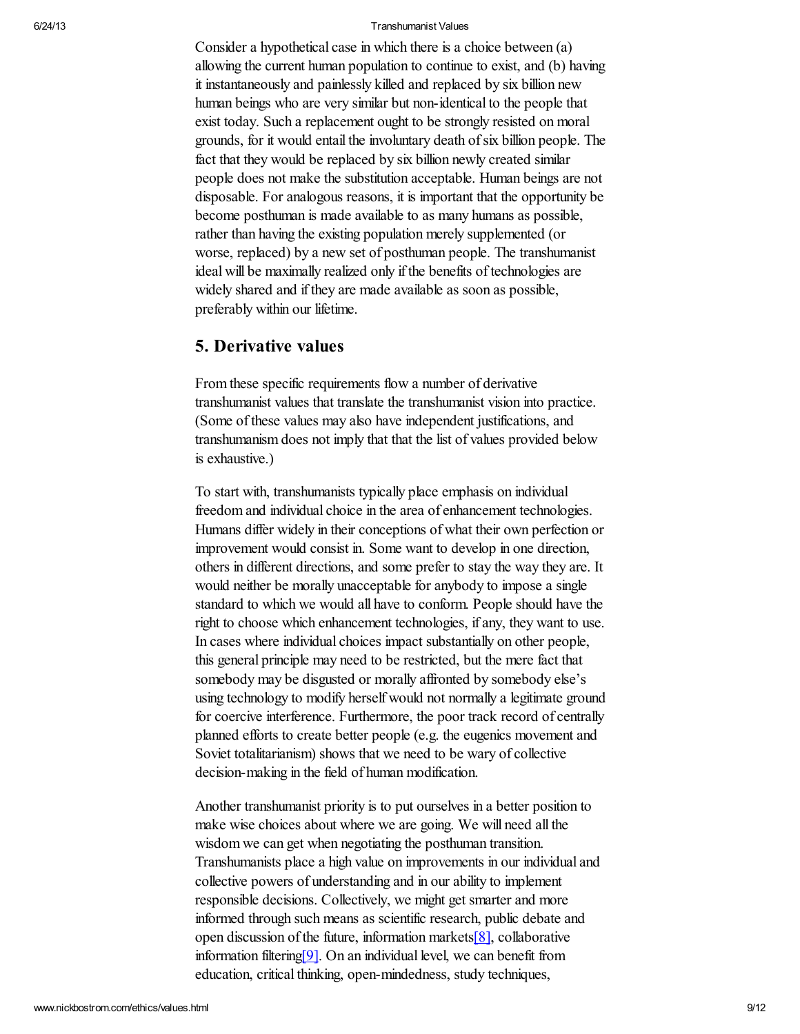Consider a hypothetical case in which there is a choice between (a) allowing the current human population to continue to exist, and (b) having it instantaneously and painlessly killed and replaced by six billion new human beings who are very similar but non-identical to the people that exist today. Such a replacement ought to be strongly resisted on moral grounds, for it would entail the involuntary death of six billion people. The fact that they would be replaced by six billion newly created similar people does not make the substitution acceptable. Human beings are not disposable. For analogous reasons, it is important that the opportunity be become posthuman is made available to as many humans as possible, rather than having the existing population merely supplemented (or worse, replaced) by a new set of posthuman people. The transhumanist ideal will be maximally realized only if the benefits of technologies are widely shared and if they are made available as soon as possible, preferably within our lifetime.

## 5. Derivative values

From these specific requirements flow a number of derivative transhumanist values that translate the transhumanist vision into practice. (Some of these values may also have independent justifications, and transhumanism does not imply that that the list of values provided below is exhaustive.)

To start with, transhumanists typically place emphasis on individual freedom and individual choice in the area of enhancement technologies. Humans differ widely in their conceptions of what their own perfection or improvement would consist in. Some want to develop in one direction, others in different directions, and some prefer to stay the way they are. It would neither be morally unacceptable for anybody to impose a single standard to which we would all have to conform. People should have the right to choose which enhancement technologies, if any, they want to use. In cases where individual choices impact substantially on other people, this general principle may need to be restricted, but the mere fact that somebody may be disgusted or morally affronted by somebody else's using technology to modify herself would not normally a legitimate ground for coercive interference. Furthermore, the poor track record of centrally planned efforts to create better people (e.g. the eugenics movement and Soviet totalitarianism) shows that we need to be wary of collective decision-making in the field of human modification.

Another transhumanist priority is to put ourselves in a better position to make wise choices about where we are going. We will need all the wisdom we can get when negotiating the posthuman transition. Transhumanists place a high value on improvements in our individual and collective powers of understanding and in our ability to implement responsible decisions. Collectively, we might get smarter and more informed through such means as scientific research, public debate and open discussion of the future, information markets[8], collaborative information filtering[9]. On an individual level, we can benefit from education, critical thinking, open-mindedness, study techniques,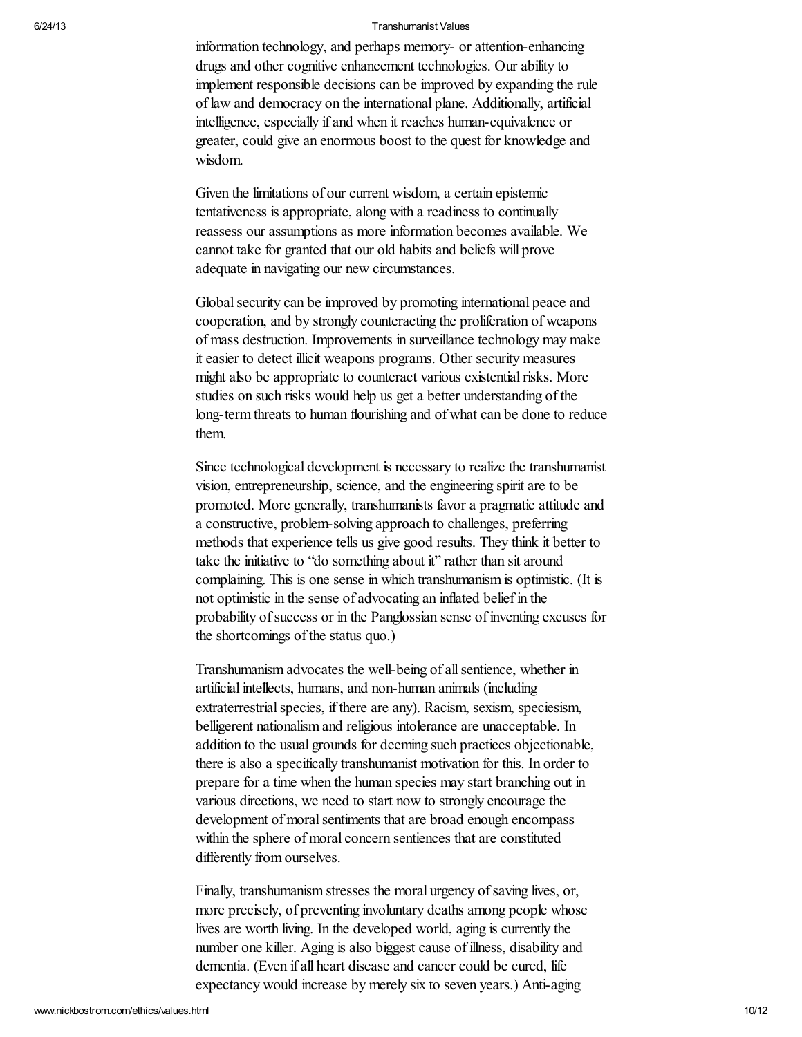information technology, and perhaps memory- or attention-enhancing drugs and other cognitive enhancement technologies. Our ability to implement responsible decisions can be improved by expanding the rule of law and democracy on the international plane. Additionally, artificial intelligence, especially if and when it reaches human-equivalence or greater, could give an enormous boost to the quest for knowledge and wisdom.

Given the limitations of our current wisdom, a certain epistemic tentativeness is appropriate, along with a readiness to continually reassess our assumptions as more information becomes available. We cannot take for granted that our old habits and beliefs will prove adequate in navigating our new circumstances.

Global security can be improved by promoting international peace and cooperation, and by strongly counteracting the proliferation of weapons of mass destruction. Improvements in surveillance technology may make it easier to detect illicit weapons programs. Other security measures might also be appropriate to counteract various existential risks. More studies on such risks would help us get a better understanding of the long-term threats to human flourishing and of what can be done to reduce them.

Since technological development is necessary to realize the transhumanist vision, entrepreneurship, science, and the engineering spirit are to be promoted. More generally, transhumanists favor a pragmatic attitude and a constructive, problem-solving approach to challenges, preferring methods that experience tells us give good results. They think it better to take the initiative to "do something about it" rather than sit around complaining. This is one sense in which transhumanism is optimistic. (It is not optimistic in the sense of advocating an inflated belief in the probability of success or in the Panglossian sense of inventing excuses for the shortcomings of the status quo.)

Transhumanism advocates the well-being of all sentience, whether in artificial intellects, humans, and non-human animals (including extraterrestrial species, if there are any). Racism, sexism, speciesism, belligerent nationalism and religious intolerance are unacceptable. In addition to the usual grounds for deeming such practices objectionable, there is also a specifically transhumanist motivation for this. In order to prepare for a time when the human species may start branching out in various directions, we need to start now to strongly encourage the development of moral sentiments that are broad enough encompass within the sphere of moral concern sentiences that are constituted differently from ourselves.

Finally, transhumanism stresses the moral urgency of saving lives, or, more precisely, of preventing involuntary deaths among people whose lives are worth living. In the developed world, aging is currently the number one killer. Aging is also biggest cause of illness, disability and dementia. (Even if all heart disease and cancer could be cured, life expectancy would increase by merely six to seven years.) Anti-aging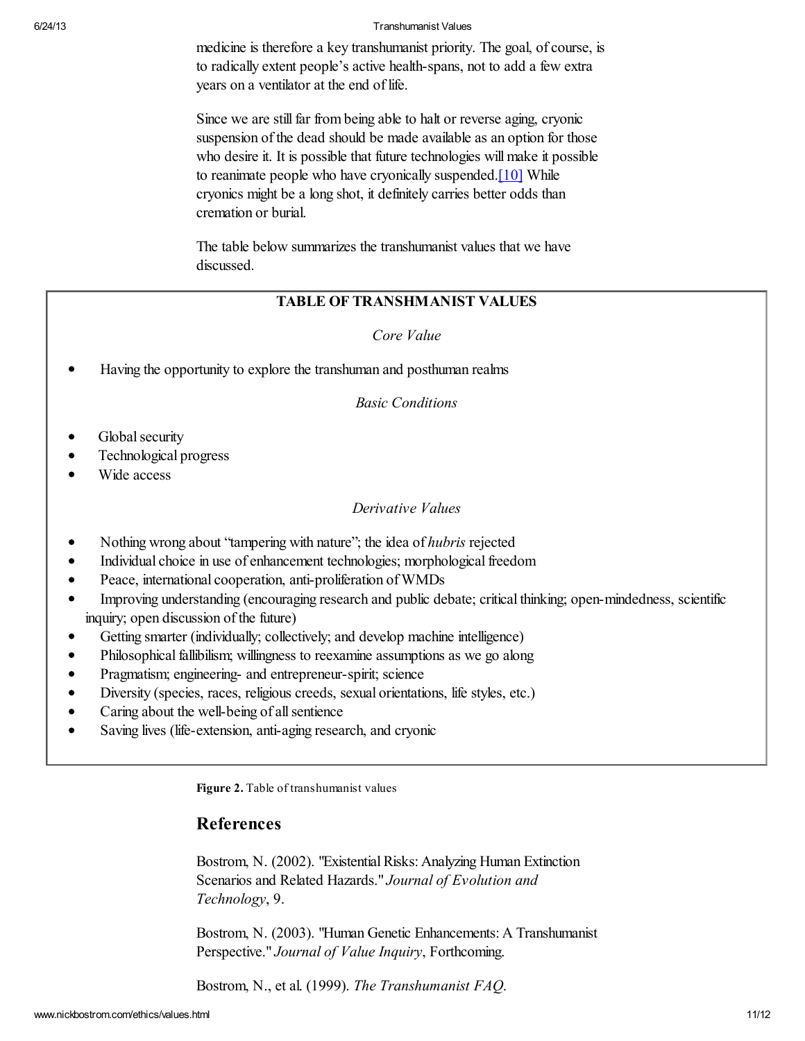medicine is therefore a key transhumanist priority. The goal, of course, is to radically extent people's active health-spans, not to add a few extra years on a ventilator at the end of life.

Since we are still far from being able to halt or reverse aging, cryonic suspension of the dead should be made available as an option for those who desire it. It is possible that future technologies will make it possible to reanimate people who have cryonically suspended.[10] While cryonics might be a long shot, it definitely carries better odds than cremation or burial.

The table below summarizes the transhumanist values that we have discussed.

**TABLE OF TRANSHMANIST VALUES**

*Core Value*

- Having the opportunity to explore the transhuman and posthuman realms

*Basic Conditions*

- Global security
- Technological progress
- Wide access

*Derivative Values*

- Nothing wrong about "tampering with nature"; the idea of *hubris* rejected
- Individual choice in use of enhancement technologies; morphological freedom
- Peace, international cooperation, anti-proliferation of WMDs
- Improving understanding (encouraging research and public debate; critical thinking; open-mindedness, scientific inquiry; open discussion of the future)
- Getting smarter (individually; collectively; and develop machine intelligence)
- Philosophical fallibilism; willingness to reexamine assumptions as we go along
- Pragmatism; engineering- and entrepreneur-spirit; science
- Diversity (species, races, religious creeds, sexual orientations, life styles, etc.)
- Caring about the well-being of all sentience
- Saving lives (life-extension, anti-aging research, and cryonic

**Figure 2.** Table of transhumanist values

## References

Bostrom, N. (2002). "Existential Risks: Analyzing Human Extinction Scenarios and Related Hazards." *Journal of Evolution and Technology*, 9.

Bostrom, N. (2003). "Human Genetic Enhancements: A Transhumanist Perspective." *Journal of Value Inquiry*, Forthcoming.

Bostrom, N., et al. (1999). *The Transhumanist FAQ.*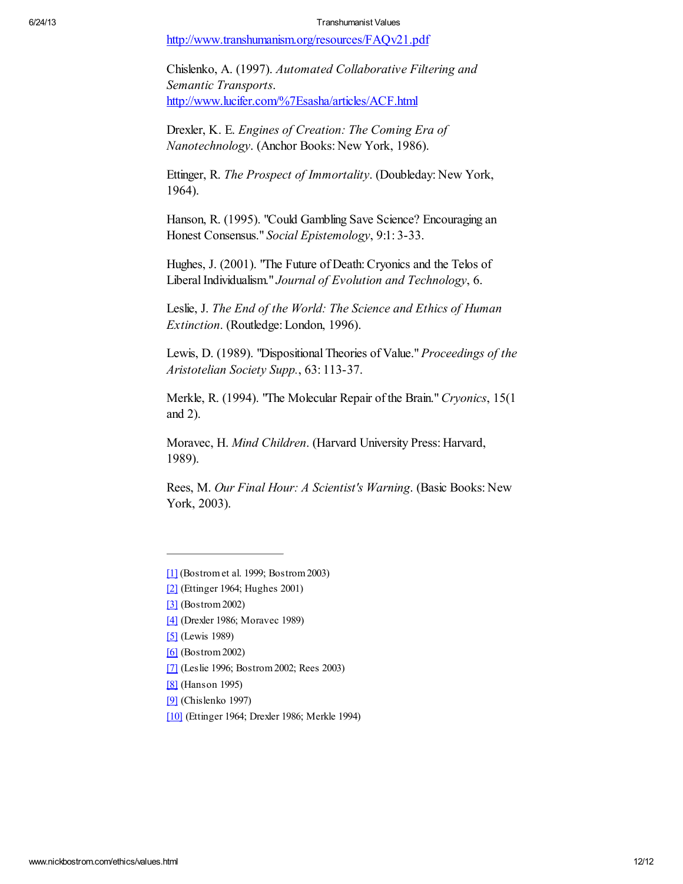http://www.transhumanism.org/resources/FAQv21.pdf

Chislenko, A. (1997). *Automated Collaborative Filtering and Semantic Transports*. http://www.lucifer.com/%7Esasha/articles/ACF.html

Drexler, K. E. *Engines of Creation: The Coming Era of Nanotechnology*. (Anchor Books: New York, 1986).

Ettinger, R. *The Prospect of Immortality*. (Doubleday: New York, 1964).

Hanson, R. (1995). "Could Gambling Save Science? Encouraging an Honest Consensus." *Social Epistemology*, 9:1: 3-33.

Hughes, J. (2001). "The Future of Death: Cryonics and the Telos of Liberal Individualism." *Journal of Evolution and Technology*, 6.

Leslie, J. *The End of the World: The Science and Ethics of Human Extinction*. (Routledge: London, 1996).

Lewis, D. (1989). "Dispositional Theories of Value." *Proceedings of the Aristotelian Society Supp.*, 63: 113-37.

Merkle, R. (1994). "The Molecular Repair of the Brain." *Cryonics*, 15(1 and 2).

Moravec, H. *Mind Children*. (Harvard University Press: Harvard, 1989).

Rees, M. *Our Final Hour: A Scientist's Warning*. (Basic Books: New York, 2003).

---

[1] (Bostrom et al. 1999; Bostrom 2003)

[2] (Ettinger 1964; Hughes 2001)

[3] (Bostrom 2002)

[4] (Drexler 1986; Moravec 1989)

[5] (Lewis 1989)

[6] (Bostrom 2002)

[7] (Leslie 1996; Bostrom 2002; Rees 2003)

[8] (Hanson 1995)

[9] (Chislenko 1997)

[10] (Ettinger 1964; Drexler 1986; Merkle 1994)